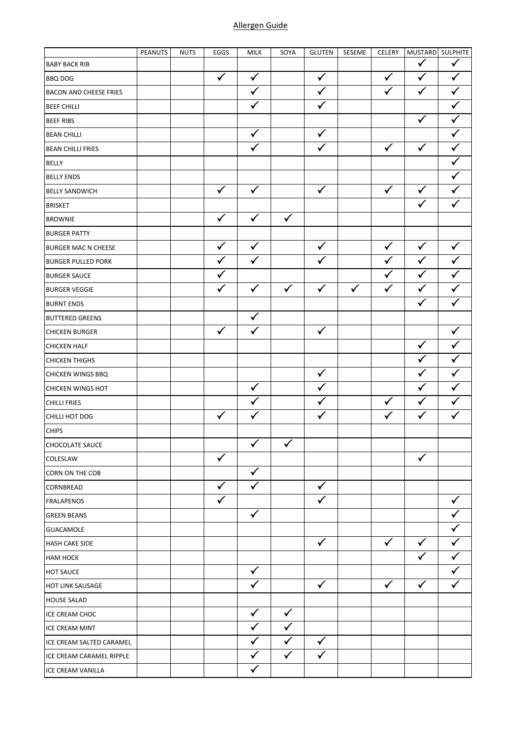Allergen Guide

| | PEANUTS | NUTS | EGGS | MILK | SOYA | GLUTEN | SESEME | CELERY | MUSTARD | SULPHITE |
|---|---|---|---|---|---|---|---|---|---|---|
| BABY BACK RIB | | | | | | | | | ✓ | ✓ |
| BBQ DOG | | | ✓ | ✓ | | ✓ | | ✓ | ✓ | ✓ |
| BACON AND CHEESE FRIES | | | | ✓ | | ✓ | | ✓ | ✓ | ✓ |
| BEEF CHILLI | | | | ✓ | | ✓ | | | | ✓ |
| BEEF RIBS | | | | | | | | | ✓ | ✓ |
| BEAN CHILLI | | | | ✓ | | ✓ | | | | ✓ |
| BEAN CHILLI FRIES | | | | ✓ | | ✓ | | ✓ | ✓ | ✓ |
| BELLY | | | | | | | | | | ✓ |
| BELLY ENDS | | | | | | | | | | ✓ |
| BELLY SANDWICH | | | ✓ | ✓ | | ✓ | | ✓ | ✓ | ✓ |
| BRISKET | | | | | | | | | ✓ | ✓ |
| BROWNIE | | | ✓ | ✓ | ✓ | | | | | |
| BURGER PATTY | | | | | | | | | | |
| BURGER MAC N CHEESE | | | ✓ | ✓ | | ✓ | | ✓ | ✓ | ✓ |
| BURGER PULLED PORK | | | ✓ | ✓ | | ✓ | | ✓ | ✓ | ✓ |
| BURGER SAUCE | | | ✓ | | | | | ✓ | ✓ | ✓ |
| BURGER VEGGIE | | | ✓ | ✓ | ✓ | ✓ | ✓ | ✓ | ✓ | ✓ |
| BURNT ENDS | | | | | | | | | ✓ | ✓ |
| BUTTERED GREENS | | | | ✓ | | | | | | |
| CHICKEN BURGER | | | ✓ | ✓ | | ✓ | | | | ✓ |
| CHICKEN HALF | | | | | | | | | ✓ | ✓ |
| CHICKEN THIGHS | | | | | | | | | ✓ | ✓ |
| CHICKEN WINGS BBQ | | | | | | ✓ | | | ✓ | ✓ |
| CHICKEN WINGS HOT | | | | ✓ | | ✓ | | | ✓ | ✓ |
| CHILLI FRIES | | | | ✓ | | ✓ | | ✓ | ✓ | ✓ |
| CHILLI HOT DOG | | | ✓ | ✓ | | ✓ | | ✓ | ✓ | ✓ |
| CHIPS | | | | | | | | | | |
| CHOCOLATE SAUCE | | | | ✓ | ✓ | | | | | |
| COLESLAW | | | ✓ | | | | | | ✓ | |
| CORN ON THE COB | | | | ✓ | | | | | | |
| CORNBREAD | | | ✓ | ✓ | | ✓ | | | | |
| FRALAPENOS | | | ✓ | | | ✓ | | | | ✓ |
| GREEN BEANS | | | | ✓ | | | | | | ✓ |
| GUACAMOLE | | | | | | | | | | ✓ |
| HASH CAKE SIDE | | | | | | ✓ | | ✓ | ✓ | ✓ |
| HAM HOCK | | | | | | | | | ✓ | ✓ |
| HOT SAUCE | | | | ✓ | | | | | | ✓ |
| HOT LINK SAUSAGE | | | | ✓ | | ✓ | | ✓ | ✓ | ✓ |
| HOUSE SALAD | | | | | | | | | | |
| ICE CREAM CHOC | | | | ✓ | ✓ | | | | | |
| ICE CREAM MINT | | | | ✓ | ✓ | | | | | |
| ICE CREAM SALTED CARAMEL | | | | ✓ | ✓ | ✓ | | | | |
| ICE CREAM CARAMEL RIPPLE | | | | ✓ | ✓ | ✓ | | | | |
| ICE CREAM VANILLA | | | | ✓ | | | | | | |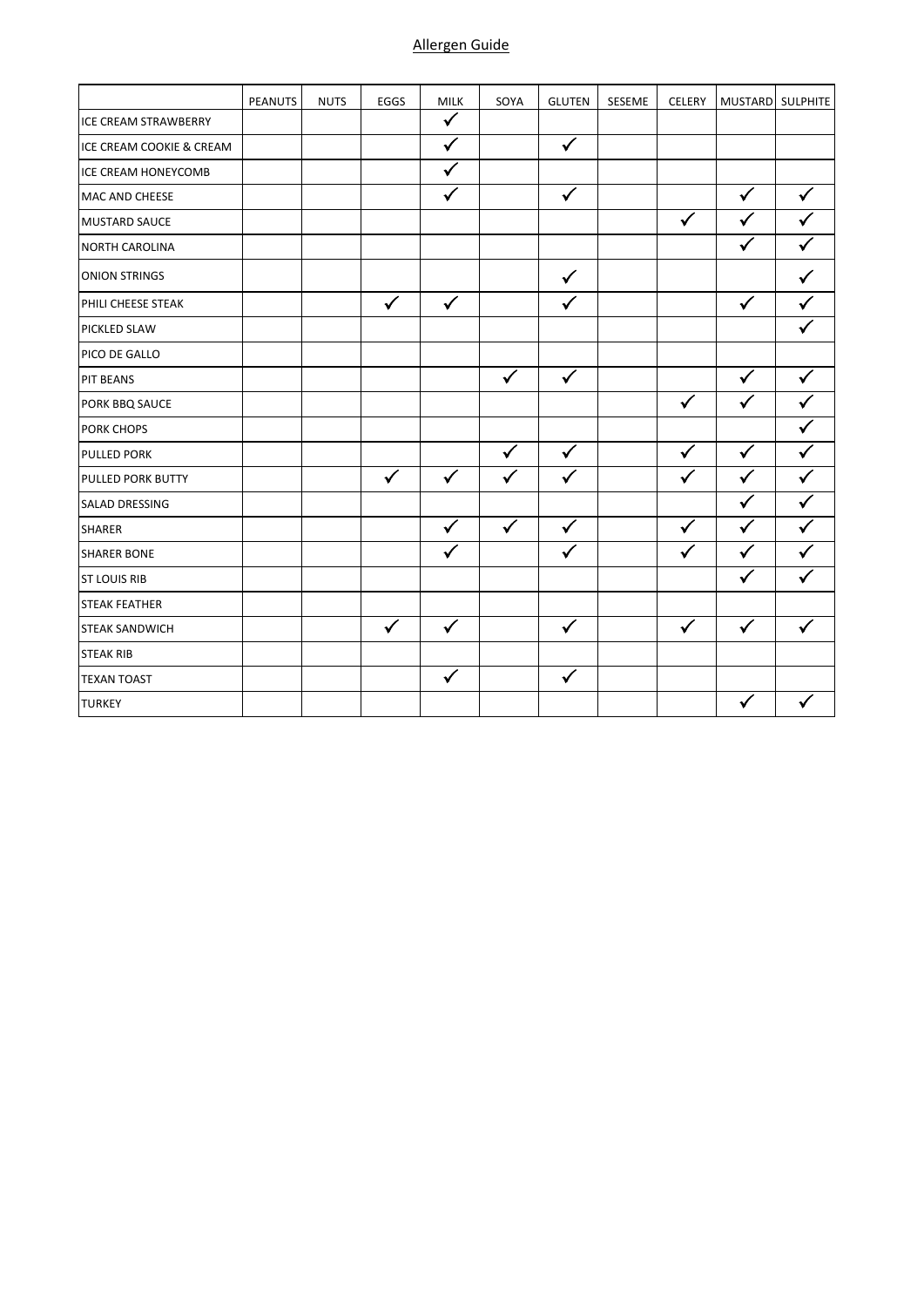<u>Allergen Guide</u>

| | PEANUTS | NUTS | EGGS | MILK | SOYA | GLUTEN | SESEME | CELERY | MUSTARD | SULPHITE |
|---|---|---|---|---|---|---|---|---|---|---|
| ICE CREAM STRAWBERRY | | | | ✓ | | | | | | |
| ICE CREAM COOKIE & CREAM | | | | ✓ | | ✓ | | | | |
| ICE CREAM HONEYCOMB | | | | ✓ | | | | | | |
| MAC AND CHEESE | | | | ✓ | | ✓ | | | ✓ | ✓ |
| MUSTARD SAUCE | | | | | | | | ✓ | ✓ | ✓ |
| NORTH CAROLINA | | | | | | | | | ✓ | ✓ |
| ONION STRINGS | | | | | | ✓ | | | | ✓ |
| PHILI CHEESE STEAK | | | ✓ | ✓ | | ✓ | | | ✓ | ✓ |
| PICKLED SLAW | | | | | | | | | | ✓ |
| PICO DE GALLO | | | | | | | | | | |
| PIT BEANS | | | | | ✓ | ✓ | | | ✓ | ✓ |
| PORK BBQ SAUCE | | | | | | | | ✓ | ✓ | ✓ |
| PORK CHOPS | | | | | | | | | | ✓ |
| PULLED PORK | | | | | ✓ | ✓ | | ✓ | ✓ | ✓ |
| PULLED PORK BUTTY | | | ✓ | ✓ | ✓ | ✓ | | ✓ | ✓ | ✓ |
| SALAD DRESSING | | | | | | | | | ✓ | ✓ |
| SHARER | | | | ✓ | ✓ | ✓ | | ✓ | ✓ | ✓ |
| SHARER BONE | | | | ✓ | | ✓ | | ✓ | ✓ | ✓ |
| ST LOUIS RIB | | | | | | | | | ✓ | ✓ |
| STEAK FEATHER | | | | | | | | | | |
| STEAK SANDWICH | | | ✓ | ✓ | | ✓ | | ✓ | ✓ | ✓ |
| STEAK RIB | | | | | | | | | | |
| TEXAN TOAST | | | | ✓ | | ✓ | | | | |
| TURKEY | | | | | | | | | ✓ | ✓ |